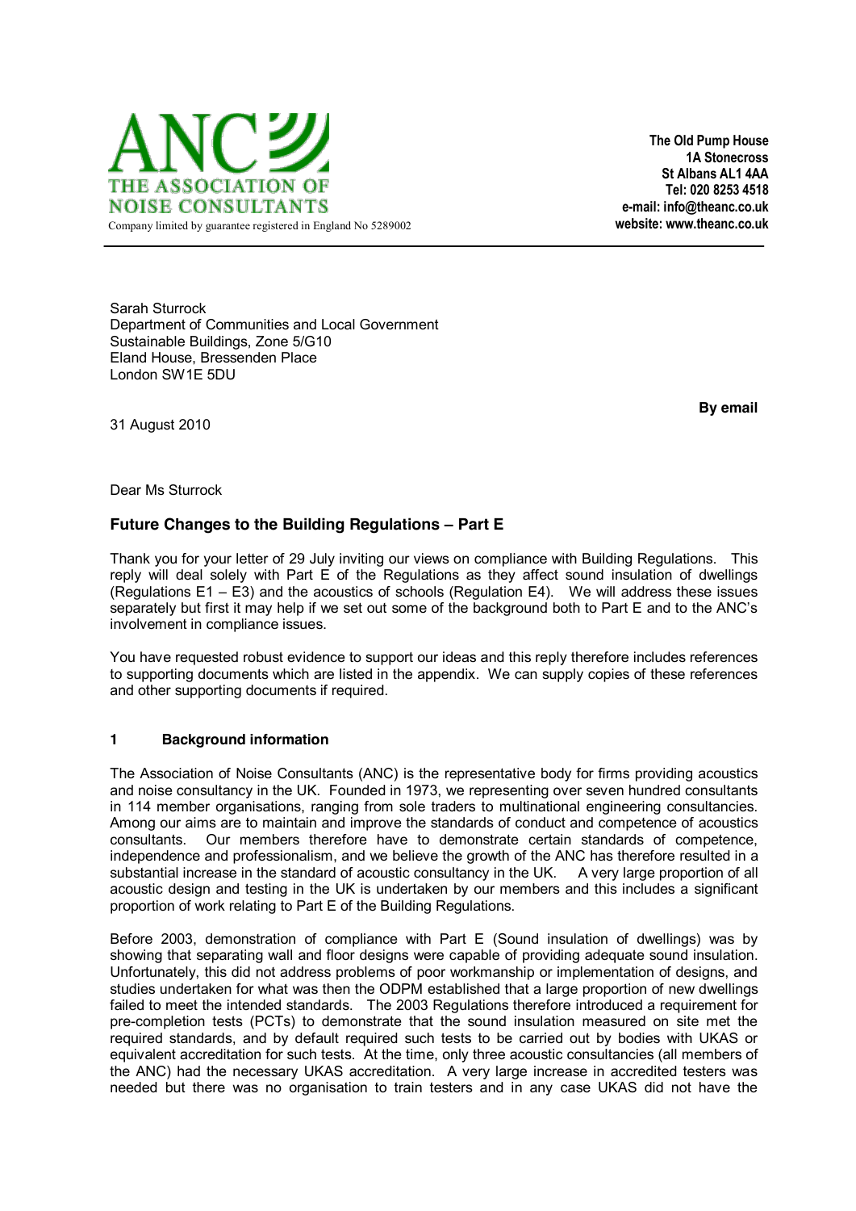**ANC**
**THE ASSOCIATION OF NOISE CONSULTANTS**
Company limited by guarantee registered in England No 5289002

**The Old Pump House**
**1A Stonecross**
**St Albans AL1 4AA**
**Tel: 020 8253 4518**
**e-mail: info@theanc.co.uk**
**website: www.theanc.co.uk**

Sarah Sturrock
Department of Communities and Local Government
Sustainable Buildings, Zone 5/G10
Eland House, Bressenden Place
London SW1E 5DU

**By email**

31 August 2010

Dear Ms Sturrock

## Future Changes to the Building Regulations – Part E

Thank you for your letter of 29 July inviting our views on compliance with Building Regulations. This reply will deal solely with Part E of the Regulations as they affect sound insulation of dwellings (Regulations E1 – E3) and the acoustics of schools (Regulation E4). We will address these issues separately but first it may help if we set out some of the background both to Part E and to the ANC's involvement in compliance issues.

You have requested robust evidence to support our ideas and this reply therefore includes references to supporting documents which are listed in the appendix. We can supply copies of these references and other supporting documents if required.

### 1 Background information

The Association of Noise Consultants (ANC) is the representative body for firms providing acoustics and noise consultancy in the UK. Founded in 1973, we representing over seven hundred consultants in 114 member organisations, ranging from sole traders to multinational engineering consultancies. Among our aims are to maintain and improve the standards of conduct and competence of acoustics consultants. Our members therefore have to demonstrate certain standards of competence, independence and professionalism, and we believe the growth of the ANC has therefore resulted in a substantial increase in the standard of acoustic consultancy in the UK. A very large proportion of all acoustic design and testing in the UK is undertaken by our members and this includes a significant proportion of work relating to Part E of the Building Regulations.

Before 2003, demonstration of compliance with Part E (Sound insulation of dwellings) was by showing that separating wall and floor designs were capable of providing adequate sound insulation. Unfortunately, this did not address problems of poor workmanship or implementation of designs, and studies undertaken for what was then the ODPM established that a large proportion of new dwellings failed to meet the intended standards. The 2003 Regulations therefore introduced a requirement for pre-completion tests (PCTs) to demonstrate that the sound insulation measured on site met the required standards, and by default required such tests to be carried out by bodies with UKAS or equivalent accreditation for such tests. At the time, only three acoustic consultancies (all members of the ANC) had the necessary UKAS accreditation. A very large increase in accredited testers was needed but there was no organisation to train testers and in any case UKAS did not have the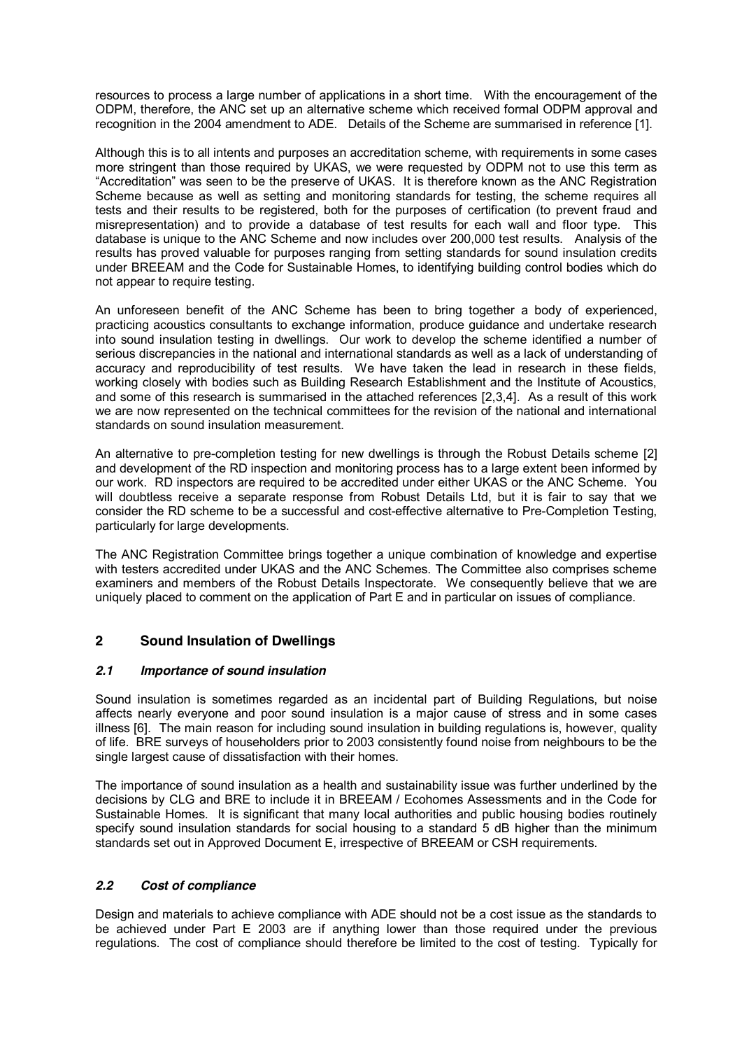resources to process a large number of applications in a short time. With the encouragement of the ODPM, therefore, the ANC set up an alternative scheme which received formal ODPM approval and recognition in the 2004 amendment to ADE. Details of the Scheme are summarised in reference [1].

Although this is to all intents and purposes an accreditation scheme, with requirements in some cases more stringent than those required by UKAS, we were requested by ODPM not to use this term as "Accreditation" was seen to be the preserve of UKAS. It is therefore known as the ANC Registration Scheme because as well as setting and monitoring standards for testing, the scheme requires all tests and their results to be registered, both for the purposes of certification (to prevent fraud and misrepresentation) and to provide a database of test results for each wall and floor type. This database is unique to the ANC Scheme and now includes over 200,000 test results. Analysis of the results has proved valuable for purposes ranging from setting standards for sound insulation credits under BREEAM and the Code for Sustainable Homes, to identifying building control bodies which do not appear to require testing.

An unforeseen benefit of the ANC Scheme has been to bring together a body of experienced, practicing acoustics consultants to exchange information, produce guidance and undertake research into sound insulation testing in dwellings. Our work to develop the scheme identified a number of serious discrepancies in the national and international standards as well as a lack of understanding of accuracy and reproducibility of test results. We have taken the lead in research in these fields, working closely with bodies such as Building Research Establishment and the Institute of Acoustics, and some of this research is summarised in the attached references [2,3,4]. As a result of this work we are now represented on the technical committees for the revision of the national and international standards on sound insulation measurement.

An alternative to pre-completion testing for new dwellings is through the Robust Details scheme [2] and development of the RD inspection and monitoring process has to a large extent been informed by our work. RD inspectors are required to be accredited under either UKAS or the ANC Scheme. You will doubtless receive a separate response from Robust Details Ltd, but it is fair to say that we consider the RD scheme to be a successful and cost-effective alternative to Pre-Completion Testing, particularly for large developments.

The ANC Registration Committee brings together a unique combination of knowledge and expertise with testers accredited under UKAS and the ANC Schemes. The Committee also comprises scheme examiners and members of the Robust Details Inspectorate. We consequently believe that we are uniquely placed to comment on the application of Part E and in particular on issues of compliance.

## 2 Sound Insulation of Dwellings

### *2.1 Importance of sound insulation*

Sound insulation is sometimes regarded as an incidental part of Building Regulations, but noise affects nearly everyone and poor sound insulation is a major cause of stress and in some cases illness [6]. The main reason for including sound insulation in building regulations is, however, quality of life. BRE surveys of householders prior to 2003 consistently found noise from neighbours to be the single largest cause of dissatisfaction with their homes.

The importance of sound insulation as a health and sustainability issue was further underlined by the decisions by CLG and BRE to include it in BREEAM / Ecohomes Assessments and in the Code for Sustainable Homes. It is significant that many local authorities and public housing bodies routinely specify sound insulation standards for social housing to a standard 5 dB higher than the minimum standards set out in Approved Document E, irrespective of BREEAM or CSH requirements.

### *2.2 Cost of compliance*

Design and materials to achieve compliance with ADE should not be a cost issue as the standards to be achieved under Part E 2003 are if anything lower than those required under the previous regulations. The cost of compliance should therefore be limited to the cost of testing. Typically for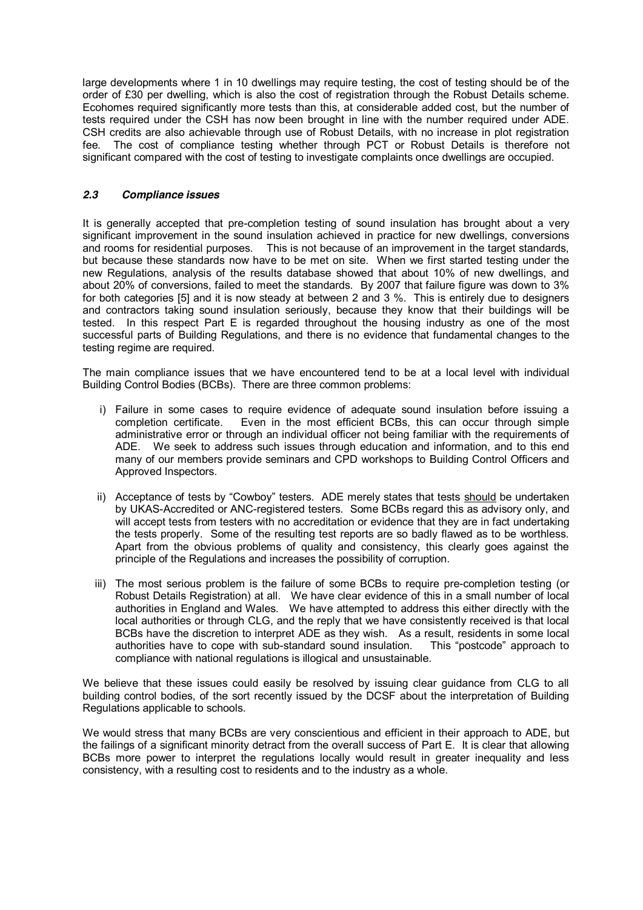large developments where 1 in 10 dwellings may require testing, the cost of testing should be of the order of £30 per dwelling, which is also the cost of registration through the Robust Details scheme. Ecohomes required significantly more tests than this, at considerable added cost, but the number of tests required under the CSH has now been brought in line with the number required under ADE. CSH credits are also achievable through use of Robust Details, with no increase in plot registration fee. The cost of compliance testing whether through PCT or Robust Details is therefore not significant compared with the cost of testing to investigate complaints once dwellings are occupied.

### *2.3 Compliance issues*

It is generally accepted that pre-completion testing of sound insulation has brought about a very significant improvement in the sound insulation achieved in practice for new dwellings, conversions and rooms for residential purposes. This is not because of an improvement in the target standards, but because these standards now have to be met on site. When we first started testing under the new Regulations, analysis of the results database showed that about 10% of new dwellings, and about 20% of conversions, failed to meet the standards. By 2007 that failure figure was down to 3% for both categories [5] and it is now steady at between 2 and 3 %. This is entirely due to designers and contractors taking sound insulation seriously, because they know that their buildings will be tested. In this respect Part E is regarded throughout the housing industry as one of the most successful parts of Building Regulations, and there is no evidence that fundamental changes to the testing regime are required.

The main compliance issues that we have encountered tend to be at a local level with individual Building Control Bodies (BCBs). There are three common problems:

i) Failure in some cases to require evidence of adequate sound insulation before issuing a completion certificate. Even in the most efficient BCBs, this can occur through simple administrative error or through an individual officer not being familiar with the requirements of ADE. We seek to address such issues through education and information, and to this end many of our members provide seminars and CPD workshops to Building Control Officers and Approved Inspectors.

ii) Acceptance of tests by "Cowboy" testers. ADE merely states that tests <u>should</u> be undertaken by UKAS-Accredited or ANC-registered testers. Some BCBs regard this as advisory only, and will accept tests from testers with no accreditation or evidence that they are in fact undertaking the tests properly. Some of the resulting test reports are so badly flawed as to be worthless. Apart from the obvious problems of quality and consistency, this clearly goes against the principle of the Regulations and increases the possibility of corruption.

iii) The most serious problem is the failure of some BCBs to require pre-completion testing (or Robust Details Registration) at all. We have clear evidence of this in a small number of local authorities in England and Wales. We have attempted to address this either directly with the local authorities or through CLG, and the reply that we have consistently received is that local BCBs have the discretion to interpret ADE as they wish. As a result, residents in some local authorities have to cope with sub-standard sound insulation. This "postcode" approach to compliance with national regulations is illogical and unsustainable.

We believe that these issues could easily be resolved by issuing clear guidance from CLG to all building control bodies, of the sort recently issued by the DCSF about the interpretation of Building Regulations applicable to schools.

We would stress that many BCBs are very conscientious and efficient in their approach to ADE, but the failings of a significant minority detract from the overall success of Part E. It is clear that allowing BCBs more power to interpret the regulations locally would result in greater inequality and less consistency, with a resulting cost to residents and to the industry as a whole.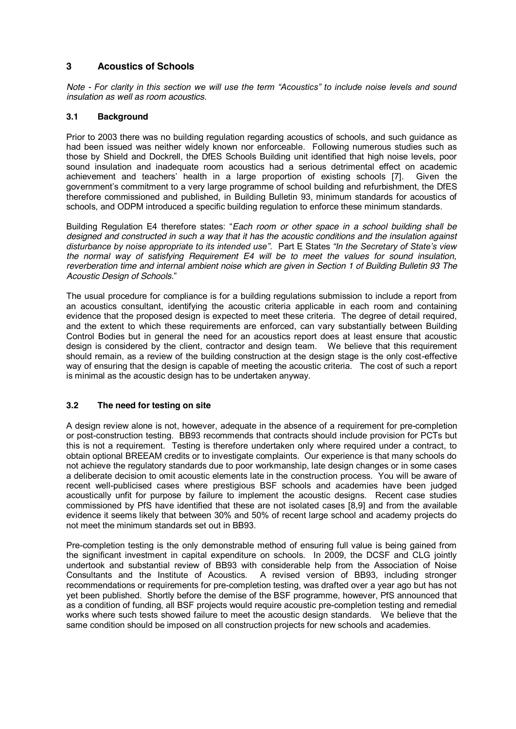## 3 Acoustics of Schools

*Note - For clarity in this section we will use the term "Acoustics" to include noise levels and sound insulation as well as room acoustics.*

### 3.1 Background

Prior to 2003 there was no building regulation regarding acoustics of schools, and such guidance as had been issued was neither widely known nor enforceable. Following numerous studies such as those by Shield and Dockrell, the DfES Schools Building unit identified that high noise levels, poor sound insulation and inadequate room acoustics had a serious detrimental effect on academic achievement and teachers' health in a large proportion of existing schools [7]. Given the government's commitment to a very large programme of school building and refurbishment, the DfES therefore commissioned and published, in Building Bulletin 93, minimum standards for acoustics of schools, and ODPM introduced a specific building regulation to enforce these minimum standards.

Building Regulation E4 therefore states: "*Each room or other space in a school building shall be designed and constructed in such a way that it has the acoustic conditions and the insulation against disturbance by noise appropriate to its intended use*". Part E States *"In the Secretary of State's view the normal way of satisfying Requirement E4 will be to meet the values for sound insulation, reverberation time and internal ambient noise which are given in Section 1 of Building Bulletin 93 The Acoustic Design of Schools*."

The usual procedure for compliance is for a building regulations submission to include a report from an acoustics consultant, identifying the acoustic criteria applicable in each room and containing evidence that the proposed design is expected to meet these criteria. The degree of detail required, and the extent to which these requirements are enforced, can vary substantially between Building Control Bodies but in general the need for an acoustics report does at least ensure that acoustic design is considered by the client, contractor and design team. We believe that this requirement should remain, as a review of the building construction at the design stage is the only cost-effective way of ensuring that the design is capable of meeting the acoustic criteria. The cost of such a report is minimal as the acoustic design has to be undertaken anyway.

### 3.2 The need for testing on site

A design review alone is not, however, adequate in the absence of a requirement for pre-completion or post-construction testing. BB93 recommends that contracts should include provision for PCTs but this is not a requirement. Testing is therefore undertaken only where required under a contract, to obtain optional BREEAM credits or to investigate complaints. Our experience is that many schools do not achieve the regulatory standards due to poor workmanship, late design changes or in some cases a deliberate decision to omit acoustic elements late in the construction process. You will be aware of recent well-publicised cases where prestigious BSF schools and academies have been judged acoustically unfit for purpose by failure to implement the acoustic designs. Recent case studies commissioned by PfS have identified that these are not isolated cases [8,9] and from the available evidence it seems likely that between 30% and 50% of recent large school and academy projects do not meet the minimum standards set out in BB93.

Pre-completion testing is the only demonstrable method of ensuring full value is being gained from the significant investment in capital expenditure on schools. In 2009, the DCSF and CLG jointly undertook and substantial review of BB93 with considerable help from the Association of Noise Consultants and the Institute of Acoustics. A revised version of BB93, including stronger recommendations or requirements for pre-completion testing, was drafted over a year ago but has not yet been published. Shortly before the demise of the BSF programme, however, PfS announced that as a condition of funding, all BSF projects would require acoustic pre-completion testing and remedial works where such tests showed failure to meet the acoustic design standards. We believe that the same condition should be imposed on all construction projects for new schools and academies.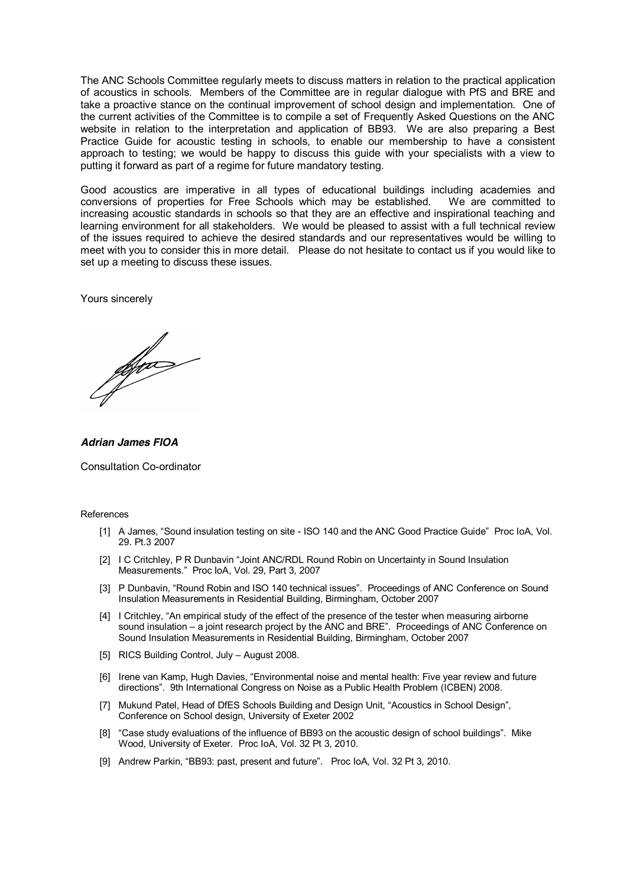The ANC Schools Committee regularly meets to discuss matters in relation to the practical application of acoustics in schools. Members of the Committee are in regular dialogue with PfS and BRE and take a proactive stance on the continual improvement of school design and implementation. One of the current activities of the Committee is to compile a set of Frequently Asked Questions on the ANC website in relation to the interpretation and application of BB93. We are also preparing a Best Practice Guide for acoustic testing in schools, to enable our membership to have a consistent approach to testing; we would be happy to discuss this guide with your specialists with a view to putting it forward as part of a regime for future mandatory testing.

Good acoustics are imperative in all types of educational buildings including academies and conversions of properties for Free Schools which may be established. We are committed to increasing acoustic standards in schools so that they are an effective and inspirational teaching and learning environment for all stakeholders. We would be pleased to assist with a full technical review of the issues required to achieve the desired standards and our representatives would be willing to meet with you to consider this in more detail. Please do not hesitate to contact us if you would like to set up a meeting to discuss these issues.

Yours sincerely

***Adrian James FIOA***

Consultation Co-ordinator

References

[1] A James, "Sound insulation testing on site - ISO 140 and the ANC Good Practice Guide" Proc IoA, Vol. 29. Pt.3 2007

[2] I C Critchley, P R Dunbavin "Joint ANC/RDL Round Robin on Uncertainty in Sound Insulation Measurements." Proc IoA, Vol. 29, Part 3, 2007

[3] P Dunbavin, "Round Robin and ISO 140 technical issues". Proceedings of ANC Conference on Sound Insulation Measurements in Residential Building, Birmingham, October 2007

[4] I Critchley, "An empirical study of the effect of the presence of the tester when measuring airborne sound insulation – a joint research project by the ANC and BRE". Proceedings of ANC Conference on Sound Insulation Measurements in Residential Building, Birmingham, October 2007

[5] RICS Building Control, July – August 2008.

[6] Irene van Kamp, Hugh Davies, "Environmental noise and mental health: Five year review and future directions". 9th International Congress on Noise as a Public Health Problem (ICBEN) 2008.

[7] Mukund Patel, Head of DfES Schools Building and Design Unit, "Acoustics in School Design", Conference on School design, University of Exeter 2002

[8] "Case study evaluations of the influence of BB93 on the acoustic design of school buildings". Mike Wood, University of Exeter. Proc IoA, Vol. 32 Pt 3, 2010.

[9] Andrew Parkin, "BB93: past, present and future". Proc IoA, Vol. 32 Pt 3, 2010.